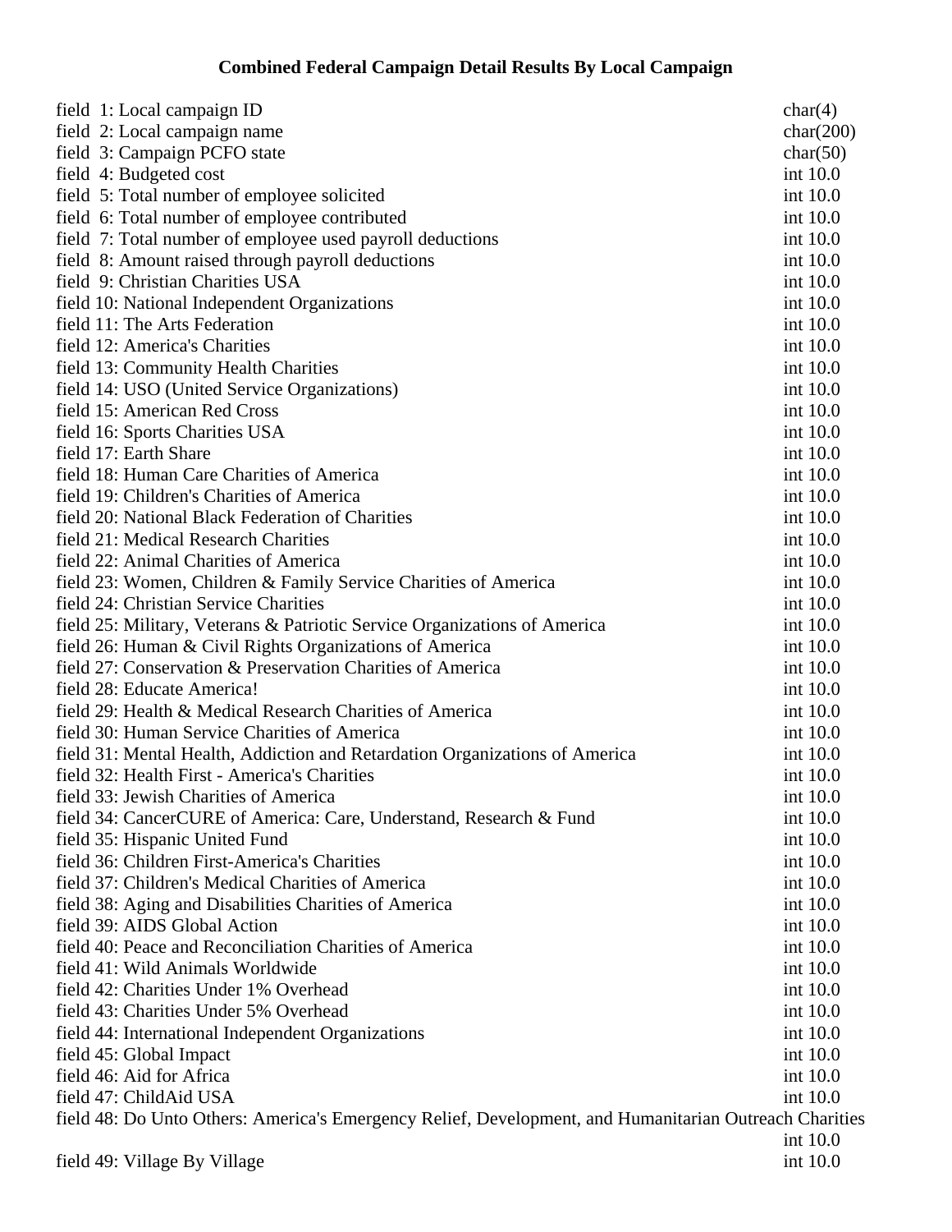# Combined Federal Campaign Detail Results By Local Campaign

| Field | Type |
|---|---|
| field 1: Local campaign ID | char(4) |
| field 2: Local campaign name | char(200) |
| field 3: Campaign PCFO state | char(50) |
| field 4: Budgeted cost | int 10.0 |
| field 5: Total number of employee solicited | int 10.0 |
| field 6: Total number of employee contributed | int 10.0 |
| field 7: Total number of employee used payroll deductions | int 10.0 |
| field 8: Amount raised through payroll deductions | int 10.0 |
| field 9: Christian Charities USA | int 10.0 |
| field 10: National Independent Organizations | int 10.0 |
| field 11: The Arts Federation | int 10.0 |
| field 12: America's Charities | int 10.0 |
| field 13: Community Health Charities | int 10.0 |
| field 14: USO (United Service Organizations) | int 10.0 |
| field 15: American Red Cross | int 10.0 |
| field 16: Sports Charities USA | int 10.0 |
| field 17: Earth Share | int 10.0 |
| field 18: Human Care Charities of America | int 10.0 |
| field 19: Children's Charities of America | int 10.0 |
| field 20: National Black Federation of Charities | int 10.0 |
| field 21: Medical Research Charities | int 10.0 |
| field 22: Animal Charities of America | int 10.0 |
| field 23: Women, Children & Family Service Charities of America | int 10.0 |
| field 24: Christian Service Charities | int 10.0 |
| field 25: Military, Veterans & Patriotic Service Organizations of America | int 10.0 |
| field 26: Human & Civil Rights Organizations of America | int 10.0 |
| field 27: Conservation & Preservation Charities of America | int 10.0 |
| field 28: Educate America! | int 10.0 |
| field 29: Health & Medical Research Charities of America | int 10.0 |
| field 30: Human Service Charities of America | int 10.0 |
| field 31: Mental Health, Addiction and Retardation Organizations of America | int 10.0 |
| field 32: Health First - America's Charities | int 10.0 |
| field 33: Jewish Charities of America | int 10.0 |
| field 34: CancerCURE of America: Care, Understand, Research & Fund | int 10.0 |
| field 35: Hispanic United Fund | int 10.0 |
| field 36: Children First-America's Charities | int 10.0 |
| field 37: Children's Medical Charities of America | int 10.0 |
| field 38: Aging and Disabilities Charities of America | int 10.0 |
| field 39: AIDS Global Action | int 10.0 |
| field 40: Peace and Reconciliation Charities of America | int 10.0 |
| field 41: Wild Animals Worldwide | int 10.0 |
| field 42: Charities Under 1% Overhead | int 10.0 |
| field 43: Charities Under 5% Overhead | int 10.0 |
| field 44: International Independent Organizations | int 10.0 |
| field 45: Global Impact | int 10.0 |
| field 46: Aid for Africa | int 10.0 |
| field 47: ChildAid USA | int 10.0 |
| field 48: Do Unto Others: America's Emergency Relief, Development, and Humanitarian Outreach Charities | int 10.0 |
| field 49: Village By Village | int 10.0 |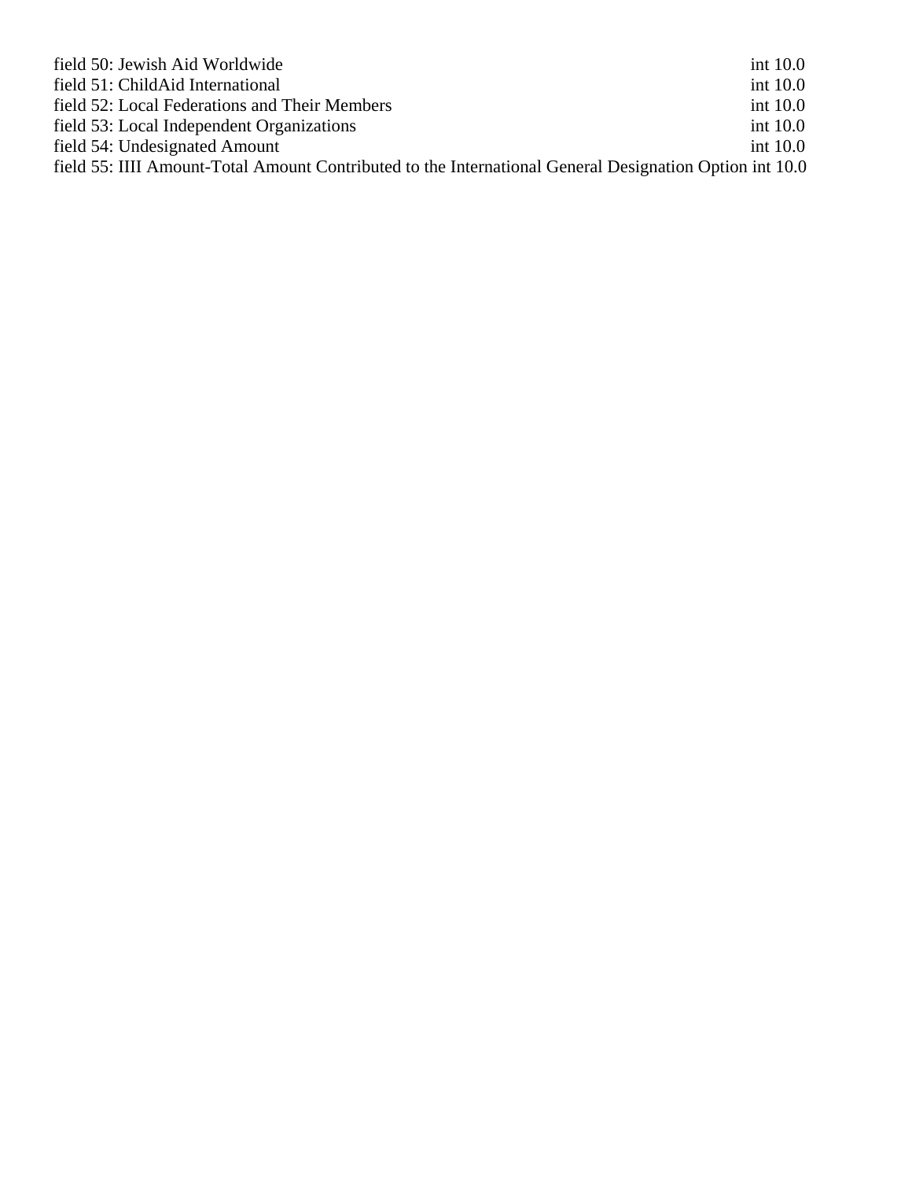| | |
|---|---|
| field 50: Jewish Aid Worldwide | int 10.0 |
| field 51: ChildAid International | int 10.0 |
| field 52: Local Federations and Their Members | int 10.0 |
| field 53: Local Independent Organizations | int 10.0 |
| field 54: Undesignated Amount | int 10.0 |
| field 55: IIII Amount-Total Amount Contributed to the International General Designation Option | int 10.0 |